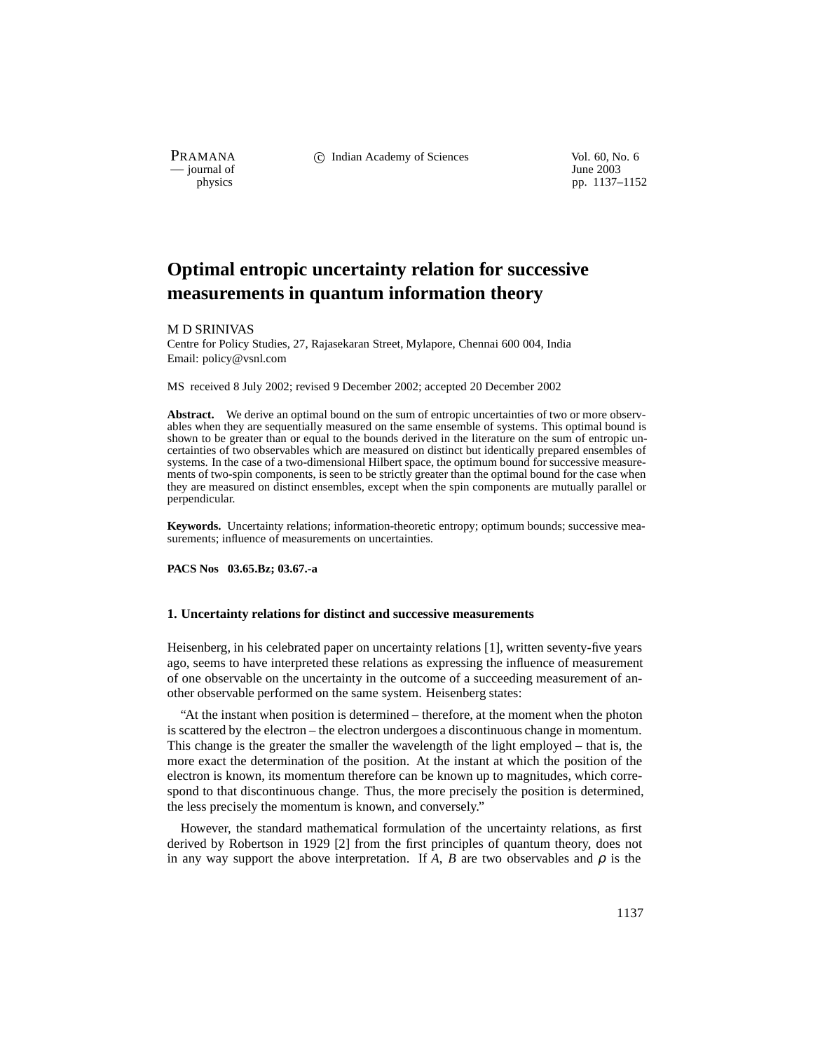# Optimal entropic uncertainty relation for successive measurements in quantum information theory

M D SRINIVAS

Centre for Policy Studies, 27, Rajasekaran Street, Mylapore, Chennai 600 004, India
Email: policy@vsnl.com

MS received 8 July 2002; revised 9 December 2002; accepted 20 December 2002

**Abstract.** We derive an optimal bound on the sum of entropic uncertainties of two or more observables when they are sequentially measured on the same ensemble of systems. This optimal bound is shown to be greater than or equal to the bounds derived in the literature on the sum of entropic uncertainties of two observables which are measured on distinct but identically prepared ensembles of systems. In the case of a two-dimensional Hilbert space, the optimum bound for successive measurements of two-spin components, is seen to be strictly greater than the optimal bound for the case when they are measured on distinct ensembles, except when the spin components are mutually parallel or perpendicular.

**Keywords.** Uncertainty relations; information-theoretic entropy; optimum bounds; successive measurements; influence of measurements on uncertainties.

**PACS Nos 03.65.Bz; 03.67.-a**

## 1. Uncertainty relations for distinct and successive measurements

Heisenberg, in his celebrated paper on uncertainty relations [1], written seventy-five years ago, seems to have interpreted these relations as expressing the influence of measurement of one observable on the uncertainty in the outcome of a succeeding measurement of another observable performed on the same system. Heisenberg states:

"At the instant when position is determined – therefore, at the moment when the photon is scattered by the electron – the electron undergoes a discontinuous change in momentum. This change is the greater the smaller the wavelength of the light employed – that is, the more exact the determination of the position. At the instant at which the position of the electron is known, its momentum therefore can be known up to magnitudes, which correspond to that discontinuous change. Thus, the more precisely the position is determined, the less precisely the momentum is known, and conversely."

However, the standard mathematical formulation of the uncertainty relations, as first derived by Robertson in 1929 [2] from the first principles of quantum theory, does not in any way support the above interpretation. If $A$, $B$ are two observables and $\rho$ is the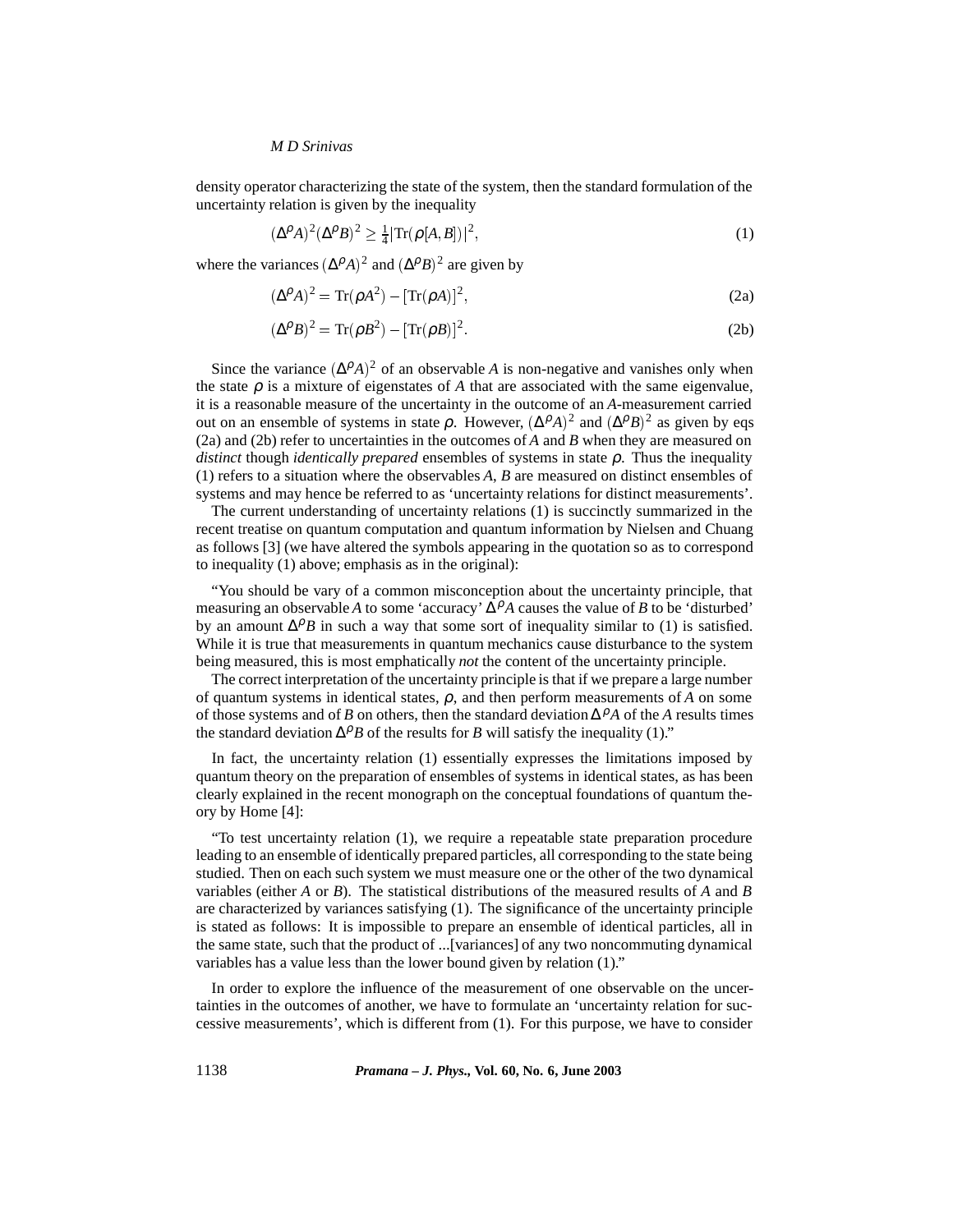density operator characterizing the state of the system, then the standard formulation of the uncertainty relation is given by the inequality

$$(\Delta^{\rho} A)^2 (\Delta^{\rho} B)^2 \geq \frac{1}{4} |\mathrm{Tr}(\rho [A,B])|^2, \tag{1}$$

where the variances $(\Delta^{\rho} A)^2$ and $(\Delta^{\rho} B)^2$ are given by

$$(\Delta^{\rho} A)^2 = \mathrm{Tr}(\rho A^2) - [\mathrm{Tr}(\rho A)]^2, \tag{2a}$$

$$(\Delta^{\rho} B)^2 = \mathrm{Tr}(\rho B^2) - [\mathrm{Tr}(\rho B)]^2. \tag{2b}$$

Since the variance $(\Delta^{\rho} A)^2$ of an observable $A$ is non-negative and vanishes only when the state $\rho$ is a mixture of eigenstates of $A$ that are associated with the same eigenvalue, it is a reasonable measure of the uncertainty in the outcome of an $A$-measurement carried out on an ensemble of systems in state $\rho$. However, $(\Delta^{\rho} A)^2$ and $(\Delta^{\rho} B)^2$ as given by eqs (2a) and (2b) refer to uncertainties in the outcomes of $A$ and $B$ when they are measured on *distinct* though *identically prepared* ensembles of systems in state $\rho$. Thus the inequality (1) refers to a situation where the observables $A$, $B$ are measured on distinct ensembles of systems and may hence be referred to as 'uncertainty relations for distinct measurements'.

The current understanding of uncertainty relations (1) is succinctly summarized in the recent treatise on quantum computation and quantum information by Nielsen and Chuang as follows [3] (we have altered the symbols appearing in the quotation so as to correspond to inequality (1) above; emphasis as in the original):

"You should be vary of a common misconception about the uncertainty principle, that measuring an observable $A$ to some 'accuracy' $\Delta^{\rho} A$ causes the value of $B$ to be 'disturbed' by an amount $\Delta^{\rho} B$ in such a way that some sort of inequality similar to (1) is satisfied. While it is true that measurements in quantum mechanics cause disturbance to the system being measured, this is most emphatically *not* the content of the uncertainty principle.

The correct interpretation of the uncertainty principle is that if we prepare a large number of quantum systems in identical states, $\rho$, and then perform measurements of $A$ on some of those systems and of $B$ on others, then the standard deviation $\Delta^{\rho} A$ of the $A$ results times the standard deviation $\Delta^{\rho} B$ of the results for $B$ will satisfy the inequality (1)."

In fact, the uncertainty relation (1) essentially expresses the limitations imposed by quantum theory on the preparation of ensembles of systems in identical states, as has been clearly explained in the recent monograph on the conceptual foundations of quantum theory by Home [4]:

"To test uncertainty relation (1), we require a repeatable state preparation procedure leading to an ensemble of identically prepared particles, all corresponding to the state being studied. Then on each such system we must measure one or the other of the two dynamical variables (either $A$ or $B$). The statistical distributions of the measured results of $A$ and $B$ are characterized by variances satisfying (1). The significance of the uncertainty principle is stated as follows: It is impossible to prepare an ensemble of identical particles, all in the same state, such that the product of ...[variances] of any two noncommuting dynamical variables has a value less than the lower bound given by relation (1)."

In order to explore the influence of the measurement of one observable on the uncertainties in the outcomes of another, we have to formulate an 'uncertainty relation for successive measurements', which is different from (1). For this purpose, we have to consider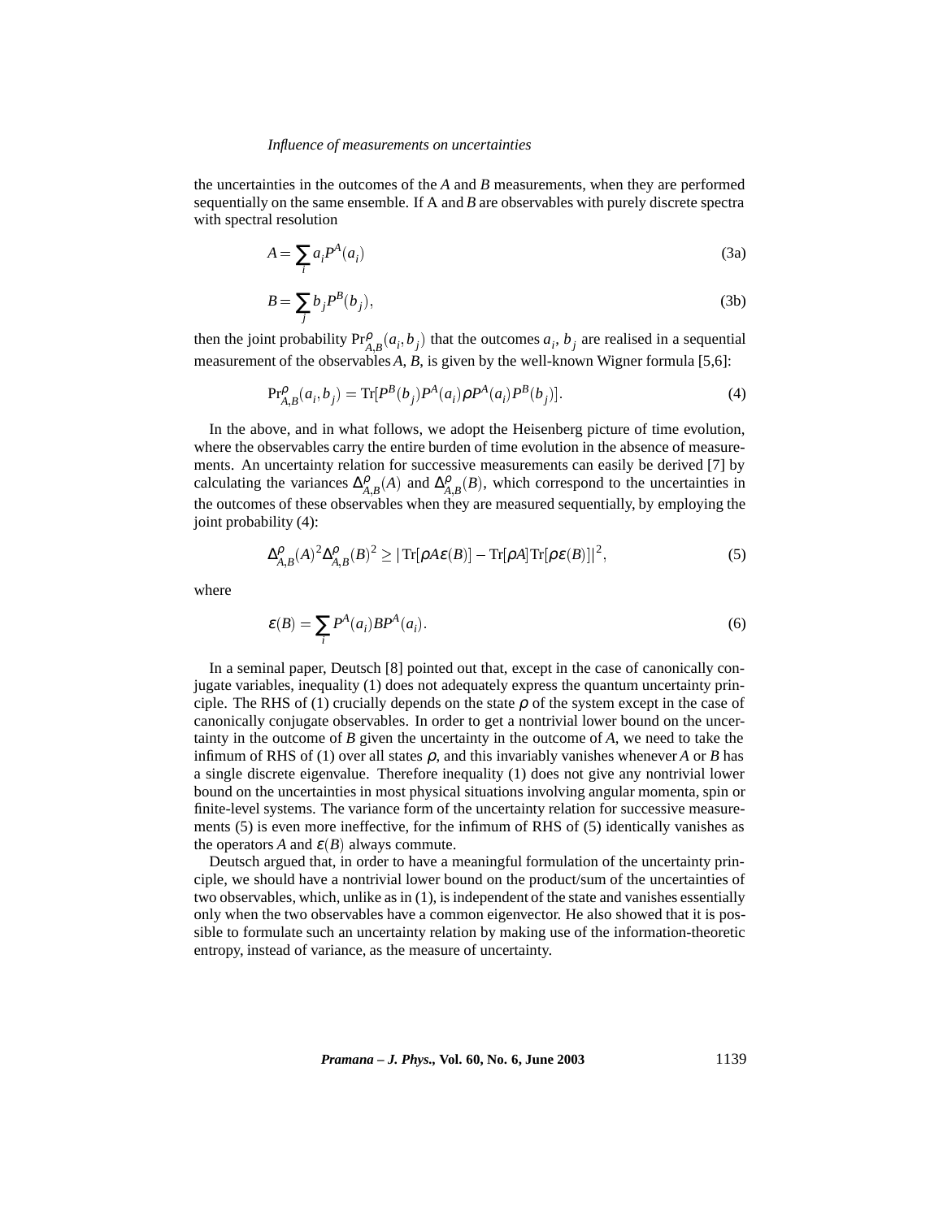the uncertainties in the outcomes of the $A$ and $B$ measurements, when they are performed sequentially on the same ensemble. If A and $B$ are observables with purely discrete spectra with spectral resolution

$$A = \sum_i a_i P^A(a_i) \tag{3a}$$

$$B = \sum_j b_j P^B(b_j), \tag{3b}$$

then the joint probability $\mathrm{Pr}^{\rho}_{A,B}(a_i, b_j)$ that the outcomes $a_i$, $b_j$ are realised in a sequential measurement of the observables $A$, $B$, is given by the well-known Wigner formula [5,6]:

$$\mathrm{Pr}^{\rho}_{A,B}(a_i, b_j) = \mathrm{Tr}[P^B(b_j)P^A(a_i)\rho P^A(a_i)P^B(b_j)]. \tag{4}$$

In the above, and in what follows, we adopt the Heisenberg picture of time evolution, where the observables carry the entire burden of time evolution in the absence of measurements. An uncertainty relation for successive measurements can easily be derived [7] by calculating the variances $\Delta^{\rho}_{A,B}(A)$ and $\Delta^{\rho}_{A,B}(B)$, which correspond to the uncertainties in the outcomes of these observables when they are measured sequentially, by employing the joint probability (4):

$$\Delta^{\rho}_{A,B}(A)^2 \Delta^{\rho}_{A,B}(B)^2 \geq |\,\mathrm{Tr}[\rho A \varepsilon(B)] - \mathrm{Tr}[\rho A]\mathrm{Tr}[\rho \varepsilon(B)]|^2, \tag{5}$$

where

$$\varepsilon(B) = \sum_i P^A(a_i) B P^A(a_i). \tag{6}$$

In a seminal paper, Deutsch [8] pointed out that, except in the case of canonically conjugate variables, inequality (1) does not adequately express the quantum uncertainty principle. The RHS of (1) crucially depends on the state $\rho$ of the system except in the case of canonically conjugate observables. In order to get a nontrivial lower bound on the uncertainty in the outcome of $B$ given the uncertainty in the outcome of $A$, we need to take the infimum of RHS of (1) over all states $\rho$, and this invariably vanishes whenever $A$ or $B$ has a single discrete eigenvalue. Therefore inequality (1) does not give any nontrivial lower bound on the uncertainties in most physical situations involving angular momenta, spin or finite-level systems. The variance form of the uncertainty relation for successive measurements (5) is even more ineffective, for the infimum of RHS of (5) identically vanishes as the operators $A$ and $\varepsilon(B)$ always commute.

Deutsch argued that, in order to have a meaningful formulation of the uncertainty principle, we should have a nontrivial lower bound on the product/sum of the uncertainties of two observables, which, unlike as in (1), is independent of the state and vanishes essentially only when the two observables have a common eigenvector. He also showed that it is possible to formulate such an uncertainty relation by making use of the information-theoretic entropy, instead of variance, as the measure of uncertainty.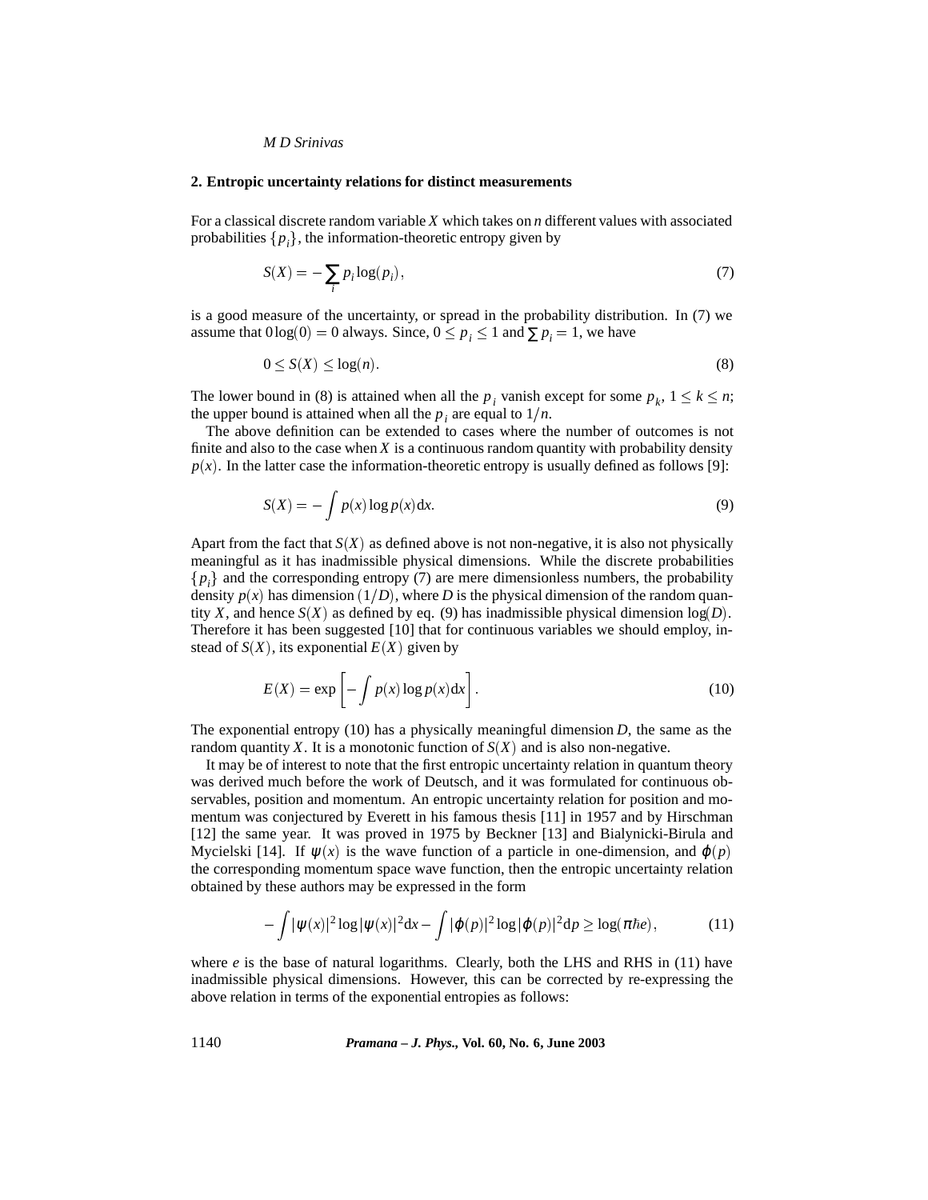## 2. Entropic uncertainty relations for distinct measurements

For a classical discrete random variable $X$ which takes on $n$ different values with associated probabilities $\{p_i\}$, the information-theoretic entropy given by

$$S(X) = -\sum_i p_i \log(p_i), \tag{7}$$

is a good measure of the uncertainty, or spread in the probability distribution. In (7) we assume that $0\log(0) = 0$ always. Since, $0 \leq p_i \leq 1$ and $\sum p_i = 1$, we have

$$0 \leq S(X) \leq \log(n). \tag{8}$$

The lower bound in (8) is attained when all the $p_i$ vanish except for some $p_k$, $1 \leq k \leq n$; the upper bound is attained when all the $p_i$ are equal to $1/n$.

The above definition can be extended to cases where the number of outcomes is not finite and also to the case when $X$ is a continuous random quantity with probability density $p(x)$. In the latter case the information-theoretic entropy is usually defined as follows [9]:

$$S(X) = -\int p(x) \log p(x) \mathrm{d}x. \tag{9}$$

Apart from the fact that $S(X)$ as defined above is not non-negative, it is also not physically meaningful as it has inadmissible physical dimensions. While the discrete probabilities $\{p_i\}$ and the corresponding entropy (7) are mere dimensionless numbers, the probability density $p(x)$ has dimension $(1/D)$, where $D$ is the physical dimension of the random quantity $X$, and hence $S(X)$ as defined by eq. (9) has inadmissible physical dimension $\log(D)$. Therefore it has been suggested [10] that for continuous variables we should employ, instead of $S(X)$, its exponential $E(X)$ given by

$$E(X) = \exp\left[-\int p(x) \log p(x) \mathrm{d}x\right]. \tag{10}$$

The exponential entropy (10) has a physically meaningful dimension $D$, the same as the random quantity $X$. It is a monotonic function of $S(X)$ and is also non-negative.

It may be of interest to note that the first entropic uncertainty relation in quantum theory was derived much before the work of Deutsch, and it was formulated for continuous observables, position and momentum. An entropic uncertainty relation for position and momentum was conjectured by Everett in his famous thesis [11] in 1957 and by Hirschman [12] the same year. It was proved in 1975 by Beckner [13] and Bialynicki-Birula and Mycielski [14]. If $\psi(x)$ is the wave function of a particle in one-dimension, and $\varphi(p)$ the corresponding momentum space wave function, then the entropic uncertainty relation obtained by these authors may be expressed in the form

$$-\int |\psi(x)|^2 \log |\psi(x)|^2 \mathrm{d}x - \int |\varphi(p)|^2 \log |\varphi(p)|^2 \mathrm{d}p \geq \log(\pi\hbar e), \tag{11}$$

where $e$ is the base of natural logarithms. Clearly, both the LHS and RHS in (11) have inadmissible physical dimensions. However, this can be corrected by re-expressing the above relation in terms of the exponential entropies as follows: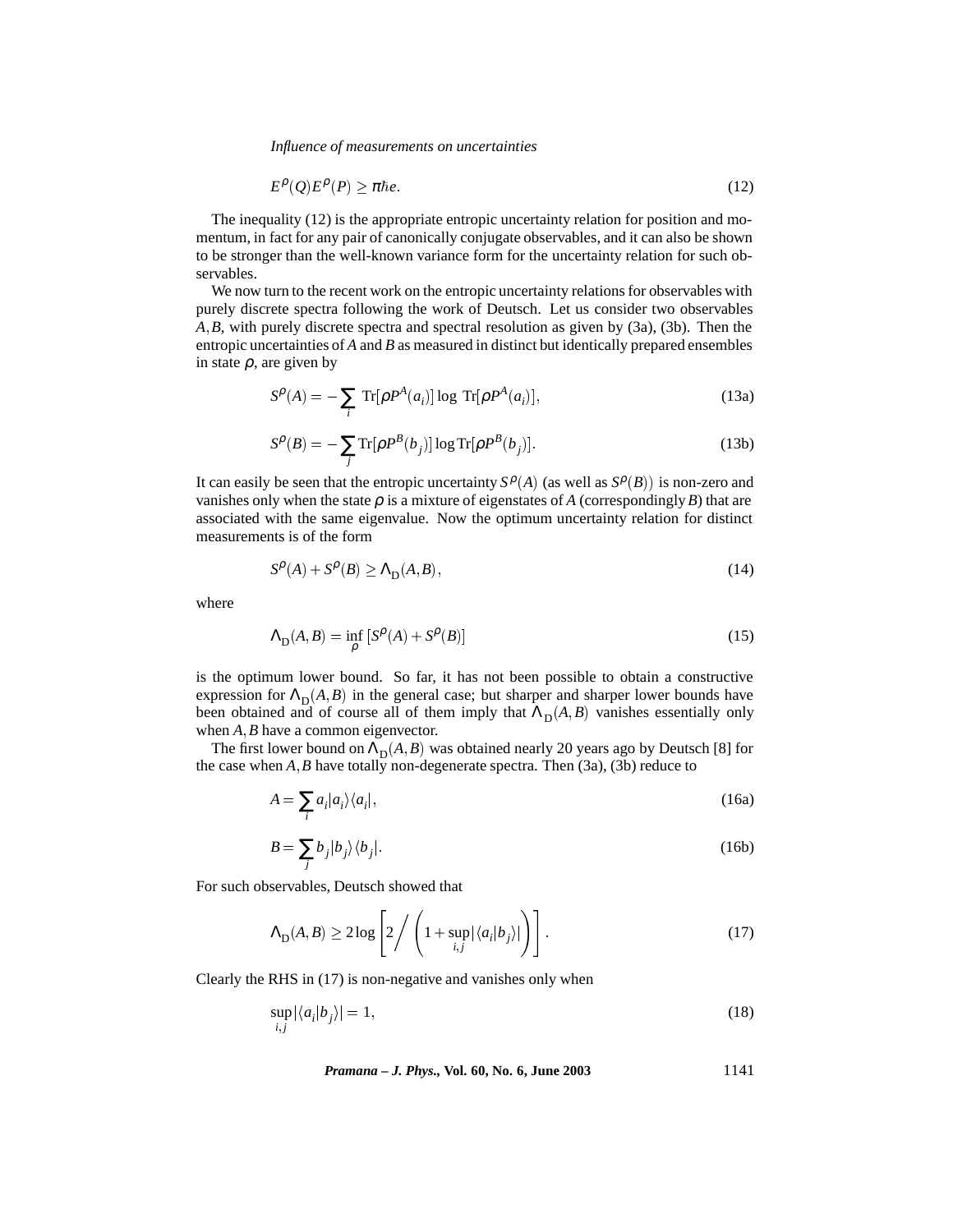$$E^{\rho}(Q)E^{\rho}(P) \geq \pi\hbar e. \tag{12}$$

The inequality (12) is the appropriate entropic uncertainty relation for position and momentum, in fact for any pair of canonically conjugate observables, and it can also be shown to be stronger than the well-known variance form for the uncertainty relation for such observables.

We now turn to the recent work on the entropic uncertainty relations for observables with purely discrete spectra following the work of Deutsch. Let us consider two observables $A, B$, with purely discrete spectra and spectral resolution as given by (3a), (3b). Then the entropic uncertainties of $A$ and $B$ as measured in distinct but identically prepared ensembles in state $\rho$, are given by

$$S^{\rho}(A) = -\sum_i \operatorname{Tr}[\rho P^A(a_i)] \log \operatorname{Tr}[\rho P^A(a_i)], \tag{13a}$$

$$S^{\rho}(B) = -\sum_j \operatorname{Tr}[\rho P^B(b_j)] \log \operatorname{Tr}[\rho P^B(b_j)]. \tag{13b}$$

It can easily be seen that the entropic uncertainty $S^{\rho}(A)$ (as well as $S^{\rho}(B)$) is non-zero and vanishes only when the state $\rho$ is a mixture of eigenstates of $A$ (correspondingly $B$) that are associated with the same eigenvalue. Now the optimum uncertainty relation for distinct measurements is of the form

$$S^{\rho}(A) + S^{\rho}(B) \geq \Lambda_{\mathrm{D}}(A, B), \tag{14}$$

where

$$\Lambda_{\mathrm{D}}(A, B) = \inf_{\rho} \left[S^{\rho}(A) + S^{\rho}(B)\right] \tag{15}$$

is the optimum lower bound. So far, it has not been possible to obtain a constructive expression for $\Lambda_{\mathrm{D}}(A, B)$ in the general case; but sharper and sharper lower bounds have been obtained and of course all of them imply that $\Lambda_{\mathrm{D}}(A, B)$ vanishes essentially only when $A, B$ have a common eigenvector.

The first lower bound on $\Lambda_{\mathrm{D}}(A, B)$ was obtained nearly 20 years ago by Deutsch [8] for the case when $A, B$ have totally non-degenerate spectra. Then (3a), (3b) reduce to

$$A = \sum_i a_i |a_i\rangle\langle a_i|, \tag{16a}$$

$$B = \sum_j b_j |b_j\rangle\langle b_j|. \tag{16b}$$

For such observables, Deutsch showed that

$$\Lambda_{\mathrm{D}}(A, B) \geq 2 \log \left[2 \Big/ \left(1 + \sup_{i,j} |\langle a_i | b_j\rangle|\right)\right]. \tag{17}$$

Clearly the RHS in (17) is non-negative and vanishes only when

$$\sup_{i,j} |\langle a_i | b_j\rangle| = 1, \tag{18}$$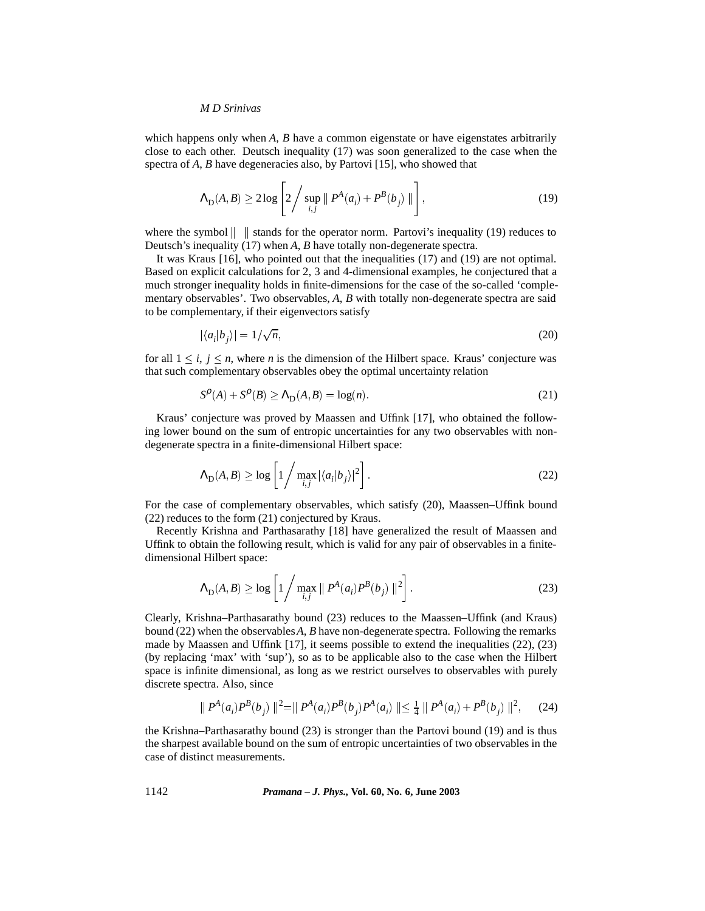which happens only when $A$, $B$ have a common eigenstate or have eigenstates arbitrarily close to each other. Deutsch inequality (17) was soon generalized to the case when the spectra of $A$, $B$ have degeneracies also, by Partovi [15], who showed that

$$\Lambda_{\text{D}}(A,B) \geq 2\log\left[2 \bigg/ \sup_{i,j} \| P^A(a_i) + P^B(b_j) \|\right], \tag{19}$$

where the symbol $\| \;\; \|$ stands for the operator norm. Partovi's inequality (19) reduces to Deutsch's inequality (17) when $A$, $B$ have totally non-degenerate spectra.

It was Kraus [16], who pointed out that the inequalities (17) and (19) are not optimal. Based on explicit calculations for 2, 3 and 4-dimensional examples, he conjectured that a much stronger inequality holds in finite-dimensions for the case of the so-called 'complementary observables'. Two observables, $A$, $B$ with totally non-degenerate spectra are said to be complementary, if their eigenvectors satisfy

$$|\langle a_i|b_j\rangle| = 1/\sqrt{n}, \tag{20}$$

for all $1 \leq i,\, j \leq n$, where $n$ is the dimension of the Hilbert space. Kraus' conjecture was that such complementary observables obey the optimal uncertainty relation

$$S^{\rho}(A) + S^{\rho}(B) \geq \Lambda_{\text{D}}(A,B) = \log(n). \tag{21}$$

Kraus' conjecture was proved by Maassen and Uffink [17], who obtained the following lower bound on the sum of entropic uncertainties for any two observables with non-degenerate spectra in a finite-dimensional Hilbert space:

$$\Lambda_{\text{D}}(A,B) \geq \log\left[1 \bigg/ \max_{i,j} |\langle a_i|b_j\rangle|^2\right]. \tag{22}$$

For the case of complementary observables, which satisfy (20), Maassen–Uffink bound (22) reduces to the form (21) conjectured by Kraus.

Recently Krishna and Parthasarathy [18] have generalized the result of Maassen and Uffink to obtain the following result, which is valid for any pair of observables in a finite-dimensional Hilbert space:

$$\Lambda_{\text{D}}(A,B) \geq \log\left[1 \bigg/ \max_{i,j} \| P^A(a_i)P^B(b_j) \|^2\right]. \tag{23}$$

Clearly, Krishna–Parthasarathy bound (23) reduces to the Maassen–Uffink (and Kraus) bound (22) when the observables $A$, $B$ have non-degenerate spectra. Following the remarks made by Maassen and Uffink [17], it seems possible to extend the inequalities (22), (23) (by replacing 'max' with 'sup'), so as to be applicable also to the case when the Hilbert space is infinite dimensional, as long as we restrict ourselves to observables with purely discrete spectra. Also, since

$$\| P^A(a_i)P^B(b_j) \|^2 = \| P^A(a_i)P^B(b_j)P^A(a_i) \| \leq \tfrac{1}{4} \| P^A(a_i) + P^B(b_j) \|^2, \tag{24}$$

the Krishna–Parthasarathy bound (23) is stronger than the Partovi bound (19) and is thus the sharpest available bound on the sum of entropic uncertainties of two observables in the case of distinct measurements.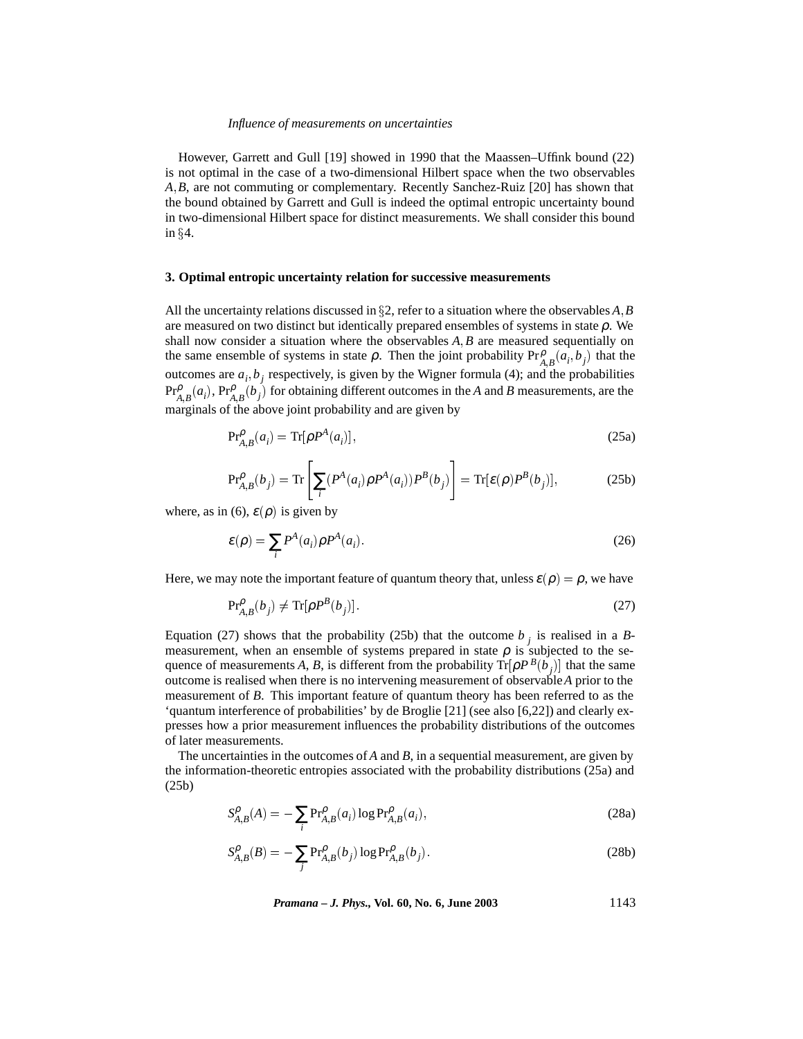However, Garrett and Gull [19] showed in 1990 that the Maassen–Uffink bound (22) is not optimal in the case of a two-dimensional Hilbert space when the two observables $A, B$, are not commuting or complementary. Recently Sanchez-Ruiz [20] has shown that the bound obtained by Garrett and Gull is indeed the optimal entropic uncertainty bound in two-dimensional Hilbert space for distinct measurements. We shall consider this bound in §4.

## 3. Optimal entropic uncertainty relation for successive measurements

All the uncertainty relations discussed in §2, refer to a situation where the observables $A, B$ are measured on two distinct but identically prepared ensembles of systems in state $\rho$. We shall now consider a situation where the observables $A, B$ are measured sequentially on the same ensemble of systems in state $\rho$. Then the joint probability $\Pr^{\rho}_{A,B}(a_i, b_j)$ that the outcomes are $a_i, b_j$ respectively, is given by the Wigner formula (4); and the probabilities $\Pr^{\rho}_{A,B}(a_i)$, $\Pr^{\rho}_{A,B}(b_j)$ for obtaining different outcomes in the $A$ and $B$ measurements, are the marginals of the above joint probability and are given by

$$\Pr{}^{\rho}_{A,B}(a_i) = \mathrm{Tr}[\rho P^A(a_i)], \tag{25a}$$

$$\Pr{}^{\rho}_{A,B}(b_j) = \mathrm{Tr}\left[\sum_i (P^A(a_i)\rho P^A(a_i))P^B(b_j)\right] = \mathrm{Tr}[\varepsilon(\rho)P^B(b_j)], \tag{25b}$$

where, as in (6), $\varepsilon(\rho)$ is given by

$$\varepsilon(\rho) = \sum_i P^A(a_i)\rho P^A(a_i). \tag{26}$$

Here, we may note the important feature of quantum theory that, unless $\varepsilon(\rho) = \rho$, we have

$$\Pr{}^{\rho}_{A,B}(b_j) \neq \mathrm{Tr}[\rho P^B(b_j)]. \tag{27}$$

Equation (27) shows that the probability (25b) that the outcome $b_j$ is realised in a $B$-measurement, when an ensemble of systems prepared in state $\rho$ is subjected to the sequence of measurements $A$, $B$, is different from the probability $\mathrm{Tr}[\rho P^B(b_j)]$ that the same outcome is realised when there is no intervening measurement of observable $A$ prior to the measurement of $B$. This important feature of quantum theory has been referred to as the 'quantum interference of probabilities' by de Broglie [21] (see also [6,22]) and clearly expresses how a prior measurement influences the probability distributions of the outcomes of later measurements.

The uncertainties in the outcomes of $A$ and $B$, in a sequential measurement, are given by the information-theoretic entropies associated with the probability distributions (25a) and (25b)

$$S^{\rho}_{A,B}(A) = -\sum_i \Pr{}^{\rho}_{A,B}(a_i)\log \Pr{}^{\rho}_{A,B}(a_i), \tag{28a}$$

$$S^{\rho}_{A,B}(B) = -\sum_j \Pr{}^{\rho}_{A,B}(b_j)\log \Pr{}^{\rho}_{A,B}(b_j). \tag{28b}$$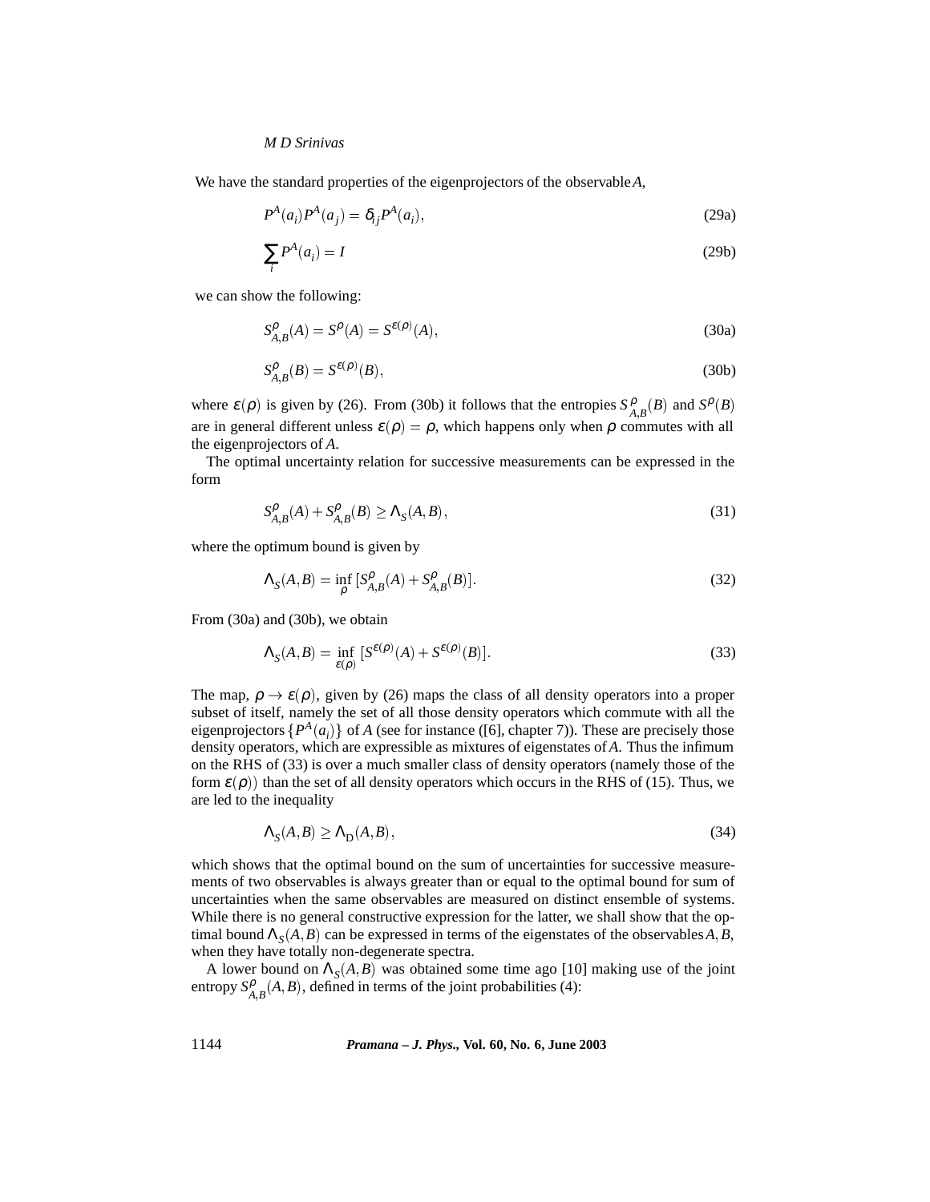We have the standard properties of the eigenprojectors of the observable $A$,

$$P^A(a_i)P^A(a_j) = \delta_{ij}P^A(a_i), \tag{29a}$$

$$\sum_i P^A(a_i) = I \tag{29b}$$

we can show the following:

$$S^{\rho}_{A,B}(A) = S^{\rho}(A) = S^{\varepsilon(\rho)}(A), \tag{30a}$$

$$S^{\rho}_{A,B}(B) = S^{\varepsilon(\rho)}(B), \tag{30b}$$

where $\varepsilon(\rho)$ is given by (26). From (30b) it follows that the entropies $S^{\rho}_{A,B}(B)$ and $S^{\rho}(B)$ are in general different unless $\varepsilon(\rho) = \rho$, which happens only when $\rho$ commutes with all the eigenprojectors of $A$.

The optimal uncertainty relation for successive measurements can be expressed in the form

$$S^{\rho}_{A,B}(A) + S^{\rho}_{A,B}(B) \geq \Lambda_S(A,B), \tag{31}$$

where the optimum bound is given by

$$\Lambda_S(A,B) = \inf_{\rho} [S^{\rho}_{A,B}(A) + S^{\rho}_{A,B}(B)]. \tag{32}$$

From (30a) and (30b), we obtain

$$\Lambda_S(A,B) = \inf_{\varepsilon(\rho)} [S^{\varepsilon(\rho)}(A) + S^{\varepsilon(\rho)}(B)]. \tag{33}$$

The map, $\rho \to \varepsilon(\rho)$, given by (26) maps the class of all density operators into a proper subset of itself, namely the set of all those density operators which commute with all the eigenprojectors $\{P^A(a_i)\}$ of $A$ (see for instance ([6], chapter 7)). These are precisely those density operators, which are expressible as mixtures of eigenstates of $A$. Thus the infimum on the RHS of (33) is over a much smaller class of density operators (namely those of the form $\varepsilon(\rho)$) than the set of all density operators which occurs in the RHS of (15). Thus, we are led to the inequality

$$\Lambda_S(A,B) \geq \Lambda_D(A,B), \tag{34}$$

which shows that the optimal bound on the sum of uncertainties for successive measurements of two observables is always greater than or equal to the optimal bound for sum of uncertainties when the same observables are measured on distinct ensemble of systems. While there is no general constructive expression for the latter, we shall show that the optimal bound $\Lambda_S(A,B)$ can be expressed in terms of the eigenstates of the observables $A, B$, when they have totally non-degenerate spectra.

A lower bound on $\Lambda_S(A,B)$ was obtained some time ago [10] making use of the joint entropy $S^{\rho}_{A,B}(A,B)$, defined in terms of the joint probabilities (4):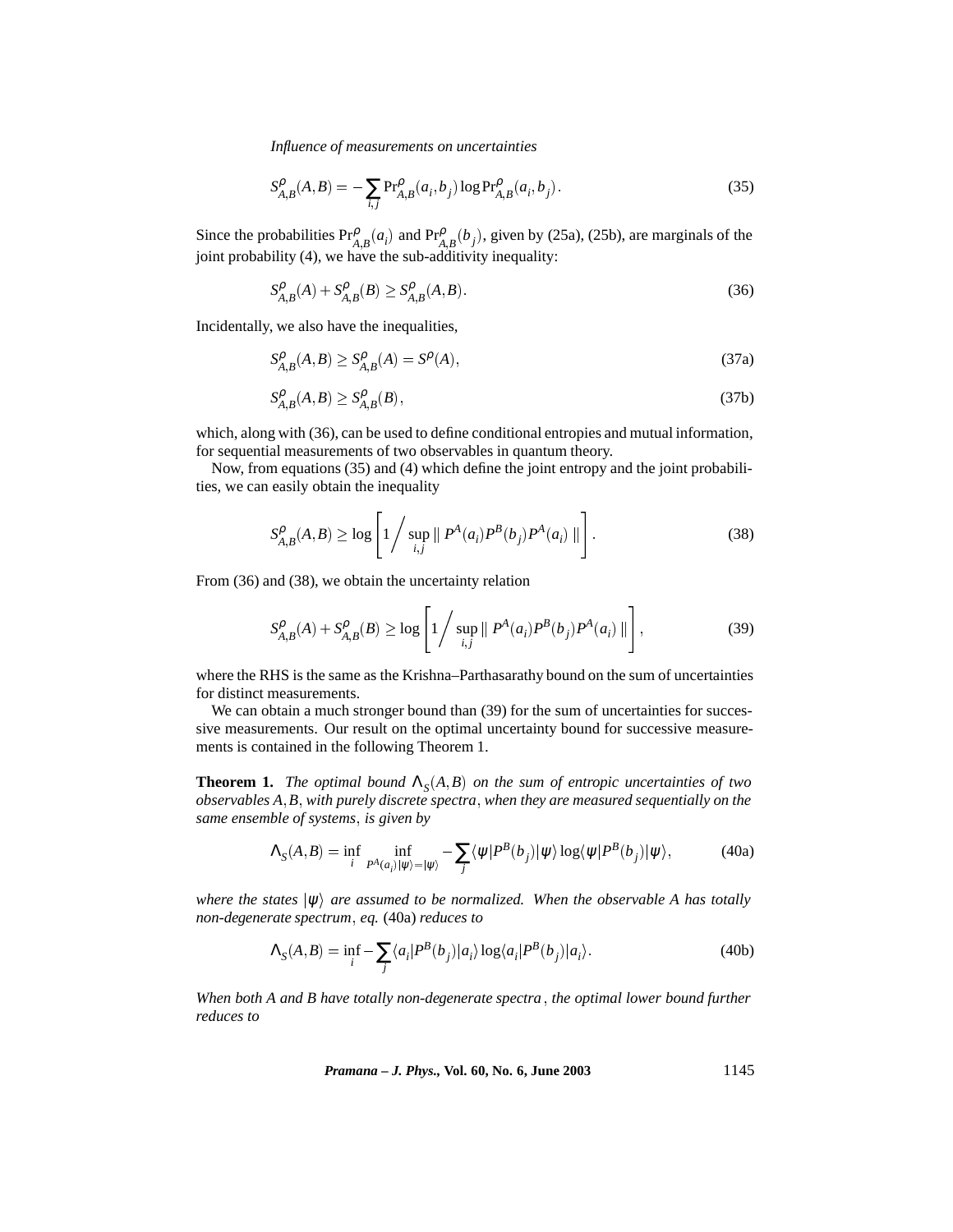$$S^{\rho}_{A,B}(A,B) = -\sum_{i,j} \Pr^{\rho}_{A,B}(a_i,b_j) \log \Pr^{\rho}_{A,B}(a_i,b_j). \tag{35}$$

Since the probabilities $\Pr^{\rho}_{A,B}(a_i)$ and $\Pr^{\rho}_{A,B}(b_j)$, given by (25a), (25b), are marginals of the joint probability (4), we have the sub-additivity inequality:

$$S^{\rho}_{A,B}(A) + S^{\rho}_{A,B}(B) \geq S^{\rho}_{A,B}(A,B). \tag{36}$$

Incidentally, we also have the inequalities,

$$S^{\rho}_{A,B}(A,B) \geq S^{\rho}_{A,B}(A) = S^{\rho}(A), \tag{37a}$$

$$S^{\rho}_{A,B}(A,B) \geq S^{\rho}_{A,B}(B), \tag{37b}$$

which, along with (36), can be used to define conditional entropies and mutual information, for sequential measurements of two observables in quantum theory.

Now, from equations (35) and (4) which define the joint entropy and the joint probabilities, we can easily obtain the inequality

$$S^{\rho}_{A,B}(A,B) \geq \log \left[ 1 \Big/ \sup_{i,j} \| P^A(a_i) P^B(b_j) P^A(a_i) \| \right]. \tag{38}$$

From (36) and (38), we obtain the uncertainty relation

$$S^{\rho}_{A,B}(A) + S^{\rho}_{A,B}(B) \geq \log \left[ 1 \Big/ \sup_{i,j} \| P^A(a_i) P^B(b_j) P^A(a_i) \| \right], \tag{39}$$

where the RHS is the same as the Krishna–Parthasarathy bound on the sum of uncertainties for distinct measurements.

We can obtain a much stronger bound than (39) for the sum of uncertainties for successive measurements. Our result on the optimal uncertainty bound for successive measurements is contained in the following Theorem 1.

**Theorem 1.** *The optimal bound $\Lambda_S(A,B)$ on the sum of entropic uncertainties of two observables $A, B$, with purely discrete spectra, when they are measured sequentially on the same ensemble of systems, is given by*

$$\Lambda_S(A,B) = \inf_i \inf_{P^A(a_i)|\psi\rangle = |\psi\rangle} -\sum_j \langle \psi | P^B(b_j) | \psi \rangle \log \langle \psi | P^B(b_j) | \psi \rangle, \tag{40a}$$

*where the states $|\psi\rangle$ are assumed to be normalized. When the observable $A$ has totally non-degenerate spectrum, eq.* (40a) *reduces to*

$$\Lambda_S(A,B) = \inf_i - \sum_j \langle a_i | P^B(b_j) | a_i \rangle \log \langle a_i | P^B(b_j) | a_i \rangle. \tag{40b}$$

*When both $A$ and $B$ have totally non-degenerate spectra, the optimal lower bound further reduces to*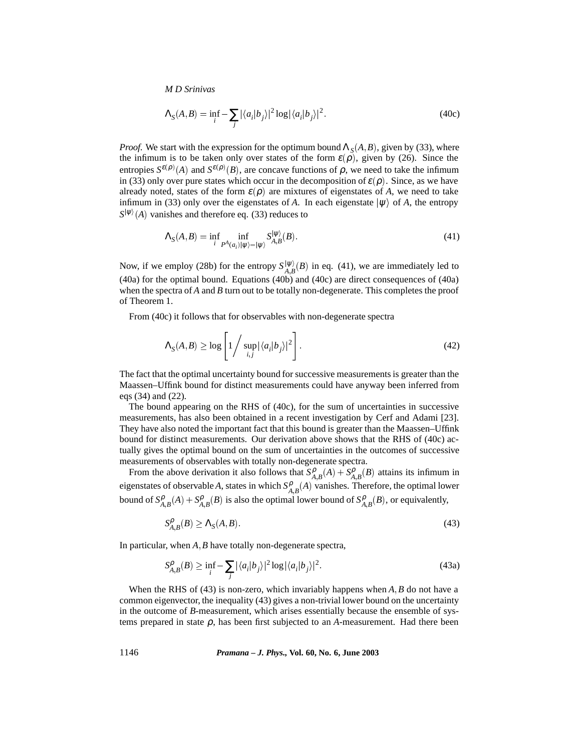$$\Lambda_S(A,B) = \inf_i - \sum_j |\langle a_i|b_j\rangle|^2 \log|\langle a_i|b_j\rangle|^2. \tag{40c}$$

*Proof.* We start with the expression for the optimum bound $\Lambda_S(A,B)$, given by (33), where the infimum is to be taken only over states of the form $\varepsilon(\rho)$, given by (26). Since the entropies $S^{\varepsilon(\rho)}(A)$ and $S^{\varepsilon(\rho)}(B)$, are concave functions of $\rho$, we need to take the infimum in (33) only over pure states which occur in the decomposition of $\varepsilon(\rho)$. Since, as we have already noted, states of the form $\varepsilon(\rho)$ are mixtures of eigenstates of $A$, we need to take infimum in (33) only over the eigenstates of $A$. In each eigenstate $|\psi\rangle$ of $A$, the entropy $S^{|\psi\rangle}(A)$ vanishes and therefore eq. (33) reduces to

$$\Lambda_S(A,B) = \inf_i \inf_{P^A(a_i)|\psi\rangle = |\psi\rangle} S^{|\psi\rangle}_{A,B}(B). \tag{41}$$

Now, if we employ (28b) for the entropy $S^{|\psi\rangle}_{A,B}(B)$ in eq. (41), we are immediately led to (40a) for the optimal bound. Equations (40b) and (40c) are direct consequences of (40a) when the spectra of $A$ and $B$ turn out to be totally non-degenerate. This completes the proof of Theorem 1.

From (40c) it follows that for observables with non-degenerate spectra

$$\Lambda_S(A,B) \geq \log\left[1 \Big/ \sup_{i,j} |\langle a_i|b_j\rangle|^2\right]. \tag{42}$$

The fact that the optimal uncertainty bound for successive measurements is greater than the Maassen–Uffink bound for distinct measurements could have anyway been inferred from eqs (34) and (22).

The bound appearing on the RHS of (40c), for the sum of uncertainties in successive measurements, has also been obtained in a recent investigation by Cerf and Adami [23]. They have also noted the important fact that this bound is greater than the Maassen–Uffink bound for distinct measurements. Our derivation above shows that the RHS of (40c) actually gives the optimal bound on the sum of uncertainties in the outcomes of successive measurements of observables with totally non-degenerate spectra.

From the above derivation it also follows that $S^{\rho}_{A,B}(A) + S^{\rho}_{A,B}(B)$ attains its infimum in eigenstates of observable $A$, states in which $S^{\rho}_{A,B}(A)$ vanishes. Therefore, the optimal lower bound of $S^{\rho}_{A,B}(A) + S^{\rho}_{A,B}(B)$ is also the optimal lower bound of $S^{\rho}_{A,B}(B)$, or equivalently,

$$S^{\rho}_{A,B}(B) \geq \Lambda_S(A,B). \tag{43}$$

In particular, when $A, B$ have totally non-degenerate spectra,

$$S^{\rho}_{A,B}(B) \geq \inf_i - \sum_j |\langle a_i|b_j\rangle|^2 \log|\langle a_i|b_j\rangle|^2. \tag{43a}$$

When the RHS of (43) is non-zero, which invariably happens when $A, B$ do not have a common eigenvector, the inequality (43) gives a non-trivial lower bound on the uncertainty in the outcome of $B$-measurement, which arises essentially because the ensemble of systems prepared in state $\rho$, has been first subjected to an $A$-measurement. Had there been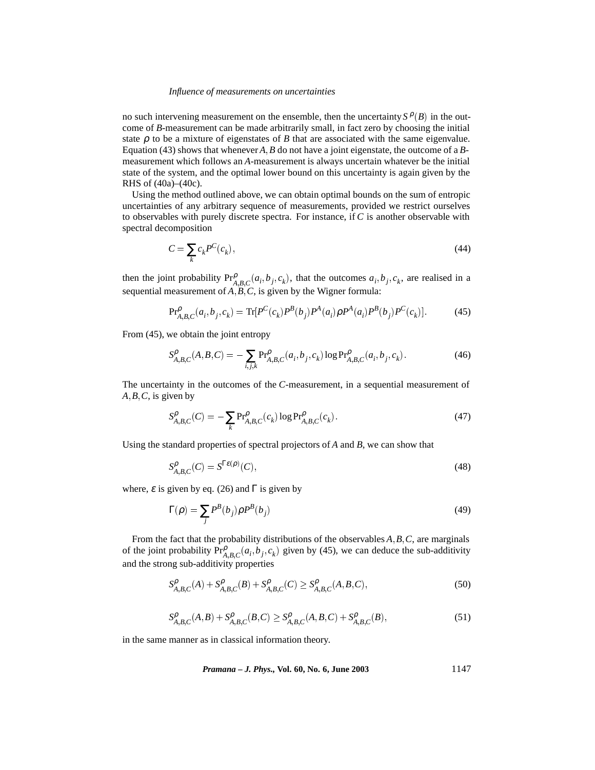no such intervening measurement on the ensemble, then the uncertainty $S^{\rho}(B)$ in the outcome of $B$-measurement can be made arbitrarily small, in fact zero by choosing the initial state $\rho$ to be a mixture of eigenstates of $B$ that are associated with the same eigenvalue. Equation (43) shows that whenever $A, B$ do not have a joint eigenstate, the outcome of a $B$-measurement which follows an $A$-measurement is always uncertain whatever be the initial state of the system, and the optimal lower bound on this uncertainty is again given by the RHS of (40a)–(40c).

Using the method outlined above, we can obtain optimal bounds on the sum of entropic uncertainties of any arbitrary sequence of measurements, provided we restrict ourselves to observables with purely discrete spectra. For instance, if $C$ is another observable with spectral decomposition

$$C = \sum_{k} c_k P^C(c_k), \tag{44}$$

then the joint probability $\mathrm{Pr}^{\rho}_{A,B,C}(a_i, b_j, c_k)$, that the outcomes $a_i, b_j, c_k$, are realised in a sequential measurement of $A, B, C$, is given by the Wigner formula:

$$\mathrm{Pr}^{\rho}_{A,B,C}(a_i, b_j, c_k) = \mathrm{Tr}[P^C(c_k)P^B(b_j)P^A(a_i)\rho P^A(a_i)P^B(b_j)P^C(c_k)]. \tag{45}$$

From (45), we obtain the joint entropy

$$S^{\rho}_{A,B,C}(A,B,C) = -\sum_{i,j,k} \mathrm{Pr}^{\rho}_{A,B,C}(a_i, b_j, c_k) \log \mathrm{Pr}^{\rho}_{A,B,C}(a_i, b_j, c_k). \tag{46}$$

The uncertainty in the outcomes of the $C$-measurement, in a sequential measurement of $A, B, C$, is given by

$$S^{\rho}_{A,B,C}(C) = -\sum_{k} \mathrm{Pr}^{\rho}_{A,B,C}(c_k) \log \mathrm{Pr}^{\rho}_{A,B,C}(c_k). \tag{47}$$

Using the standard properties of spectral projectors of $A$ and $B$, we can show that

$$S^{\rho}_{A,B,C}(C) = S^{\Gamma\varepsilon(\rho)}(C), \tag{48}$$

where, $\varepsilon$ is given by eq. (26) and $\Gamma$ is given by

$$\Gamma(\rho) = \sum_{j} P^B(b_j)\rho P^B(b_j) \tag{49}$$

From the fact that the probability distributions of the observables $A, B, C$, are marginals of the joint probability $\mathrm{Pr}^{\rho}_{A,B,C}(a_i, b_j, c_k)$ given by (45), we can deduce the sub-additivity and the strong sub-additivity properties

$$S^{\rho}_{A,B,C}(A) + S^{\rho}_{A,B,C}(B) + S^{\rho}_{A,B,C}(C) \geq S^{\rho}_{A,B,C}(A,B,C), \tag{50}$$

$$S^{\rho}_{A,B,C}(A,B) + S^{\rho}_{A,B,C}(B,C) \geq S^{\rho}_{A,B,C}(A,B,C) + S^{\rho}_{A,B,C}(B), \tag{51}$$

in the same manner as in classical information theory.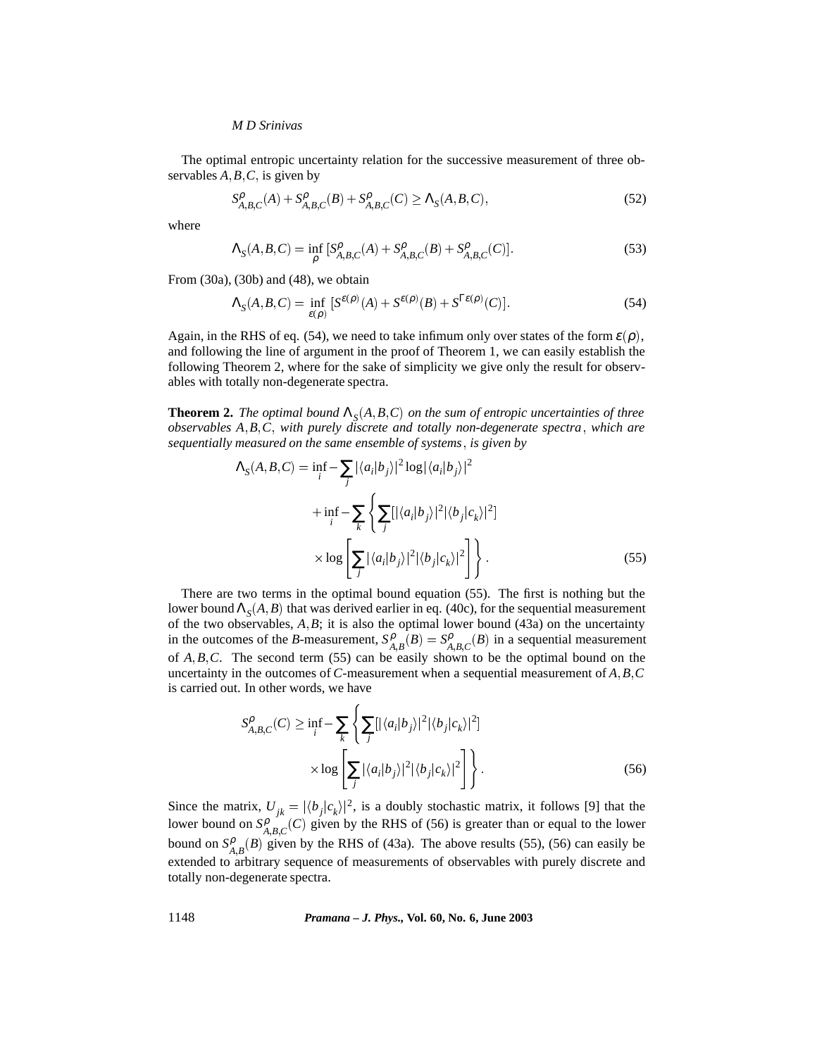The optimal entropic uncertainty relation for the successive measurement of three observables $A, B, C$, is given by

$$S^{\rho}_{A,B,C}(A) + S^{\rho}_{A,B,C}(B) + S^{\rho}_{A,B,C}(C) \geq \Lambda_S(A,B,C), \tag{52}$$

where

$$\Lambda_S(A,B,C) = \inf_{\rho} [S^{\rho}_{A,B,C}(A) + S^{\rho}_{A,B,C}(B) + S^{\rho}_{A,B,C}(C)]. \tag{53}$$

From (30a), (30b) and (48), we obtain

$$\Lambda_S(A,B,C) = \inf_{\varepsilon(\rho)} [S^{\varepsilon(\rho)}(A) + S^{\varepsilon(\rho)}(B) + S^{\Gamma\varepsilon(\rho)}(C)]. \tag{54}$$

Again, in the RHS of eq. (54), we need to take infimum only over states of the form $\varepsilon(\rho)$, and following the line of argument in the proof of Theorem 1, we can easily establish the following Theorem 2, where for the sake of simplicity we give only the result for observables with totally non-degenerate spectra.

**Theorem 2.** *The optimal bound $\Lambda_S(A,B,C)$ on the sum of entropic uncertainties of three observables $A, B, C$, with purely discrete and totally non-degenerate spectra, which are sequentially measured on the same ensemble of systems, is given by*

$$\begin{aligned}\Lambda_S(A,B,C) &= \inf_i - \sum_j |\langle a_i|b_j\rangle|^2 \log|\langle a_i|b_j\rangle|^2 \\ &\quad + \inf_i - \sum_k \left\{ \sum_j [|\langle a_i|b_j\rangle|^2 |\langle b_j|c_k\rangle|^2] \right. \\ &\quad \left. \times \log\left[ \sum_j |\langle a_i|b_j\rangle|^2 |\langle b_j|c_k\rangle|^2 \right] \right\}.\end{aligned} \tag{55}$$

There are two terms in the optimal bound equation (55). The first is nothing but the lower bound $\Lambda_S(A,B)$ that was derived earlier in eq. (40c), for the sequential measurement of the two observables, $A, B$; it is also the optimal lower bound (43a) on the uncertainty in the outcomes of the $B$-measurement, $S^{\rho}_{A,B}(B) = S^{\rho}_{A,B,C}(B)$ in a sequential measurement of $A, B, C$. The second term (55) can be easily shown to be the optimal bound on the uncertainty in the outcomes of $C$-measurement when a sequential measurement of $A, B, C$ is carried out. In other words, we have

$$\begin{aligned}S^{\rho}_{A,B,C}(C) &\geq \inf_i - \sum_k \left\{ \sum_j [|\langle a_i|b_j\rangle|^2 |\langle b_j|c_k\rangle|^2] \right. \\ &\quad \left. \times \log\left[ \sum_j |\langle a_i|b_j\rangle|^2 |\langle b_j|c_k\rangle|^2 \right] \right\}.\end{aligned} \tag{56}$$

Since the matrix, $U_{jk} = |\langle b_j|c_k\rangle|^2$, is a doubly stochastic matrix, it follows [9] that the lower bound on $S^{\rho}_{A,B,C}(C)$ given by the RHS of (56) is greater than or equal to the lower bound on $S^{\rho}_{A,B}(B)$ given by the RHS of (43a). The above results (55), (56) can easily be extended to arbitrary sequence of measurements of observables with purely discrete and totally non-degenerate spectra.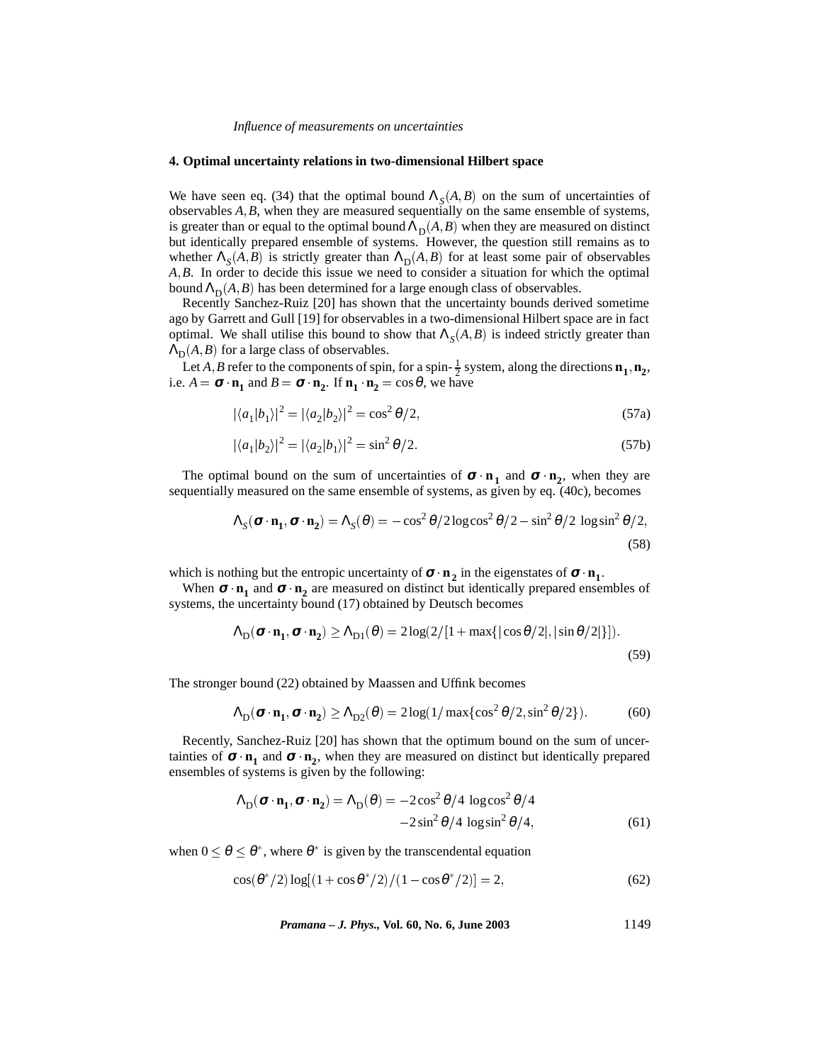## 4. Optimal uncertainty relations in two-dimensional Hilbert space

We have seen eq. (34) that the optimal bound $\Lambda_S(A,B)$ on the sum of uncertainties of observables $A, B$, when they are measured sequentially on the same ensemble of systems, is greater than or equal to the optimal bound $\Lambda_D(A,B)$ when they are measured on distinct but identically prepared ensemble of systems. However, the question still remains as to whether $\Lambda_S(A,B)$ is strictly greater than $\Lambda_D(A,B)$ for at least some pair of observables $A, B$. In order to decide this issue we need to consider a situation for which the optimal bound $\Lambda_D(A,B)$ has been determined for a large enough class of observables.

Recently Sanchez-Ruiz [20] has shown that the uncertainty bounds derived sometime ago by Garrett and Gull [19] for observables in a two-dimensional Hilbert space are in fact optimal. We shall utilise this bound to show that $\Lambda_S(A,B)$ is indeed strictly greater than $\Lambda_D(A,B)$ for a large class of observables.

Let $A, B$ refer to the components of spin, for a spin-$\frac{1}{2}$ system, along the directions $\mathbf{n_1}, \mathbf{n_2}$, i.e. $A = \boldsymbol{\sigma} \cdot \mathbf{n_1}$ and $B = \boldsymbol{\sigma} \cdot \mathbf{n_2}$. If $\mathbf{n_1} \cdot \mathbf{n_2} = \cos\theta$, we have

$$|\langle a_1|b_1\rangle|^2 = |\langle a_2|b_2\rangle|^2 = \cos^2\theta/2, \tag{57a}$$

$$|\langle a_1|b_2\rangle|^2 = |\langle a_2|b_1\rangle|^2 = \sin^2\theta/2. \tag{57b}$$

The optimal bound on the sum of uncertainties of $\boldsymbol{\sigma} \cdot \mathbf{n_1}$ and $\boldsymbol{\sigma} \cdot \mathbf{n_2}$, when they are sequentially measured on the same ensemble of systems, as given by eq. (40c), becomes

$$\Lambda_S(\boldsymbol{\sigma} \cdot \mathbf{n_1}, \boldsymbol{\sigma} \cdot \mathbf{n_2}) = \Lambda_S(\theta) = -\cos^2\theta/2 \log\cos^2\theta/2 - \sin^2\theta/2 \ \log\sin^2\theta/2, \tag{58}$$

which is nothing but the entropic uncertainty of $\boldsymbol{\sigma} \cdot \mathbf{n_2}$ in the eigenstates of $\boldsymbol{\sigma} \cdot \mathbf{n_1}$.

When $\boldsymbol{\sigma} \cdot \mathbf{n_1}$ and $\boldsymbol{\sigma} \cdot \mathbf{n_2}$ are measured on distinct but identically prepared ensembles of systems, the uncertainty bound (17) obtained by Deutsch becomes

$$\Lambda_D(\boldsymbol{\sigma} \cdot \mathbf{n_1}, \boldsymbol{\sigma} \cdot \mathbf{n_2}) \geq \Lambda_{D1}(\theta) = 2\log(2/[1 + \max\{|\cos\theta/2|, |\sin\theta/2|\}]). \tag{59}$$

The stronger bound (22) obtained by Maassen and Uffink becomes

$$\Lambda_D(\boldsymbol{\sigma} \cdot \mathbf{n_1}, \boldsymbol{\sigma} \cdot \mathbf{n_2}) \geq \Lambda_{D2}(\theta) = 2\log(1/\max\{\cos^2\theta/2, \sin^2\theta/2\}). \tag{60}$$

Recently, Sanchez-Ruiz [20] has shown that the optimum bound on the sum of uncertainties of $\boldsymbol{\sigma} \cdot \mathbf{n_1}$ and $\boldsymbol{\sigma} \cdot \mathbf{n_2}$, when they are measured on distinct but identically prepared ensembles of systems is given by the following:

$$\Lambda_D(\boldsymbol{\sigma} \cdot \mathbf{n_1}, \boldsymbol{\sigma} \cdot \mathbf{n_2}) = \Lambda_D(\theta) = -2\cos^2\theta/4 \ \log\cos^2\theta/4 - 2\sin^2\theta/4 \ \log\sin^2\theta/4, \tag{61}$$

when $0 \leq \theta \leq \theta^*$, where $\theta^*$ is given by the transcendental equation

$$\cos(\theta^*/2)\log[(1 + \cos\theta^*/2)/(1 - \cos\theta^*/2)] = 2, \tag{62}$$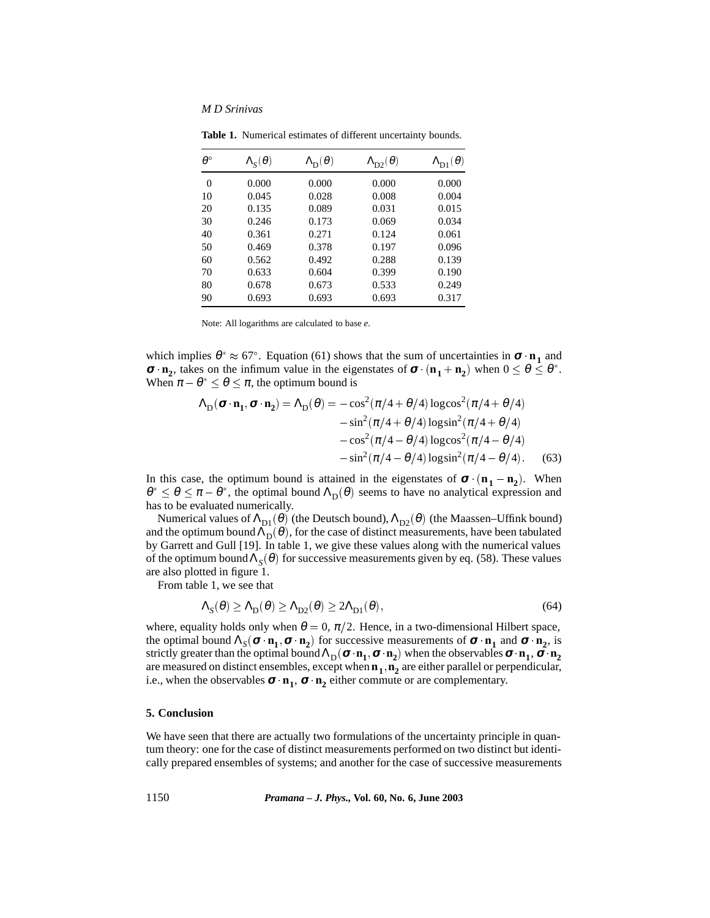**Table 1.** Numerical estimates of different uncertainty bounds.

| $\theta^\circ$ | $\Lambda_S(\theta)$ | $\Lambda_D(\theta)$ | $\Lambda_{D2}(\theta)$ | $\Lambda_{D1}(\theta)$ |
|---|---|---|---|---|
| 0 | 0.000 | 0.000 | 0.000 | 0.000 |
| 10 | 0.045 | 0.028 | 0.008 | 0.004 |
| 20 | 0.135 | 0.089 | 0.031 | 0.015 |
| 30 | 0.246 | 0.173 | 0.069 | 0.034 |
| 40 | 0.361 | 0.271 | 0.124 | 0.061 |
| 50 | 0.469 | 0.378 | 0.197 | 0.096 |
| 60 | 0.562 | 0.492 | 0.288 | 0.139 |
| 70 | 0.633 | 0.604 | 0.399 | 0.190 |
| 80 | 0.678 | 0.673 | 0.533 | 0.249 |
| 90 | 0.693 | 0.693 | 0.693 | 0.317 |

Note: All logarithms are calculated to base *e*.

which implies $\theta^* \approx 67^\circ$. Equation (61) shows that the sum of uncertainties in $\boldsymbol{\sigma}\cdot\mathbf{n_1}$ and $\boldsymbol{\sigma}\cdot\mathbf{n_2}$, takes on the infimum value in the eigenstates of $\boldsymbol{\sigma}\cdot(\mathbf{n_1}+\mathbf{n_2})$ when $0 \leq \theta \leq \theta^*$. When $\pi-\theta^* \leq \theta \leq \pi$, the optimum bound is

$$\begin{aligned}\Lambda_D(\boldsymbol{\sigma}\cdot\mathbf{n_1},\boldsymbol{\sigma}\cdot\mathbf{n_2}) = \Lambda_D(\theta) = &-\cos^2(\pi/4+\theta/4)\log\cos^2(\pi/4+\theta/4)\\ &-\sin^2(\pi/4+\theta/4)\log\sin^2(\pi/4+\theta/4)\\ &-\cos^2(\pi/4-\theta/4)\log\cos^2(\pi/4-\theta/4)\\ &-\sin^2(\pi/4-\theta/4)\log\sin^2(\pi/4-\theta/4). \qquad (63)\end{aligned}$$

In this case, the optimum bound is attained in the eigenstates of $\boldsymbol{\sigma}\cdot(\mathbf{n_1}-\mathbf{n_2})$. When $\theta^* \leq \theta \leq \pi-\theta^*$, the optimal bound $\Lambda_D(\theta)$ seems to have no analytical expression and has to be evaluated numerically.

Numerical values of $\Lambda_{D1}(\theta)$ (the Deutsch bound), $\Lambda_{D2}(\theta)$ (the Maassen–Uffink bound) and the optimum bound $\Lambda_D(\theta)$, for the case of distinct measurements, have been tabulated by Garrett and Gull [19]. In table 1, we give these values along with the numerical values of the optimum bound $\Lambda_S(\theta)$ for successive measurements given by eq. (58). These values are also plotted in figure 1.

From table 1, we see that

$$\Lambda_S(\theta) \geq \Lambda_D(\theta) \geq \Lambda_{D2}(\theta) \geq 2\Lambda_{D1}(\theta), \qquad (64)$$

where, equality holds only when $\theta = 0, \pi/2$. Hence, in a two-dimensional Hilbert space, the optimal bound $\Lambda_S(\boldsymbol{\sigma}\cdot\mathbf{n_1},\boldsymbol{\sigma}\cdot\mathbf{n_2})$ for successive measurements of $\boldsymbol{\sigma}\cdot\mathbf{n_1}$ and $\boldsymbol{\sigma}\cdot\mathbf{n_2}$, is strictly greater than the optimal bound $\Lambda_D(\boldsymbol{\sigma}\cdot\mathbf{n_1},\boldsymbol{\sigma}\cdot\mathbf{n_2})$ when the observables $\boldsymbol{\sigma}\cdot\mathbf{n_1}$, $\boldsymbol{\sigma}\cdot\mathbf{n_2}$ are measured on distinct ensembles, except when $\mathbf{n_1},\mathbf{n_2}$ are either parallel or perpendicular, i.e., when the observables $\boldsymbol{\sigma}\cdot\mathbf{n_1}$, $\boldsymbol{\sigma}\cdot\mathbf{n_2}$ either commute or are complementary.

## 5. Conclusion

We have seen that there are actually two formulations of the uncertainty principle in quantum theory: one for the case of distinct measurements performed on two distinct but identically prepared ensembles of systems; and another for the case of successive measurements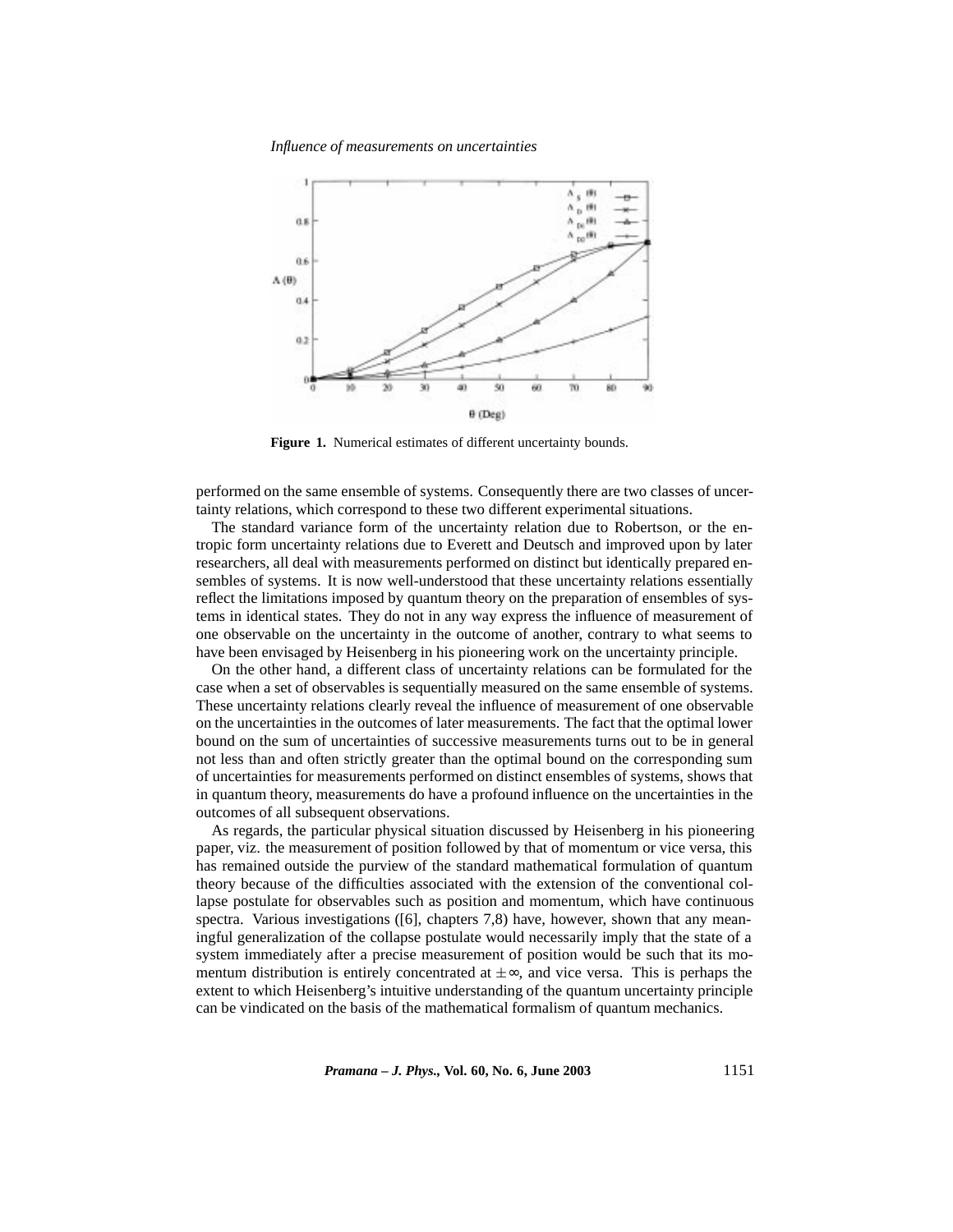**Figure 1.** Numerical estimates of different uncertainty bounds.

performed on the same ensemble of systems. Consequently there are two classes of uncertainty relations, which correspond to these two different experimental situations.

The standard variance form of the uncertainty relation due to Robertson, or the entropic form uncertainty relations due to Everett and Deutsch and improved upon by later researchers, all deal with measurements performed on distinct but identically prepared ensembles of systems. It is now well-understood that these uncertainty relations essentially reflect the limitations imposed by quantum theory on the preparation of ensembles of systems in identical states. They do not in any way express the influence of measurement of one observable on the uncertainty in the outcome of another, contrary to what seems to have been envisaged by Heisenberg in his pioneering work on the uncertainty principle.

On the other hand, a different class of uncertainty relations can be formulated for the case when a set of observables is sequentially measured on the same ensemble of systems. These uncertainty relations clearly reveal the influence of measurement of one observable on the uncertainties in the outcomes of later measurements. The fact that the optimal lower bound on the sum of uncertainties of successive measurements turns out to be in general not less than and often strictly greater than the optimal bound on the corresponding sum of uncertainties for measurements performed on distinct ensembles of systems, shows that in quantum theory, measurements do have a profound influence on the uncertainties in the outcomes of all subsequent observations.

As regards, the particular physical situation discussed by Heisenberg in his pioneering paper, viz. the measurement of position followed by that of momentum or vice versa, this has remained outside the purview of the standard mathematical formulation of quantum theory because of the difficulties associated with the extension of the conventional collapse postulate for observables such as position and momentum, which have continuous spectra. Various investigations ([6], chapters 7,8) have, however, shown that any meaningful generalization of the collapse postulate would necessarily imply that the state of a system immediately after a precise measurement of position would be such that its momentum distribution is entirely concentrated at $\pm\infty$, and vice versa. This is perhaps the extent to which Heisenberg's intuitive understanding of the quantum uncertainty principle can be vindicated on the basis of the mathematical formalism of quantum mechanics.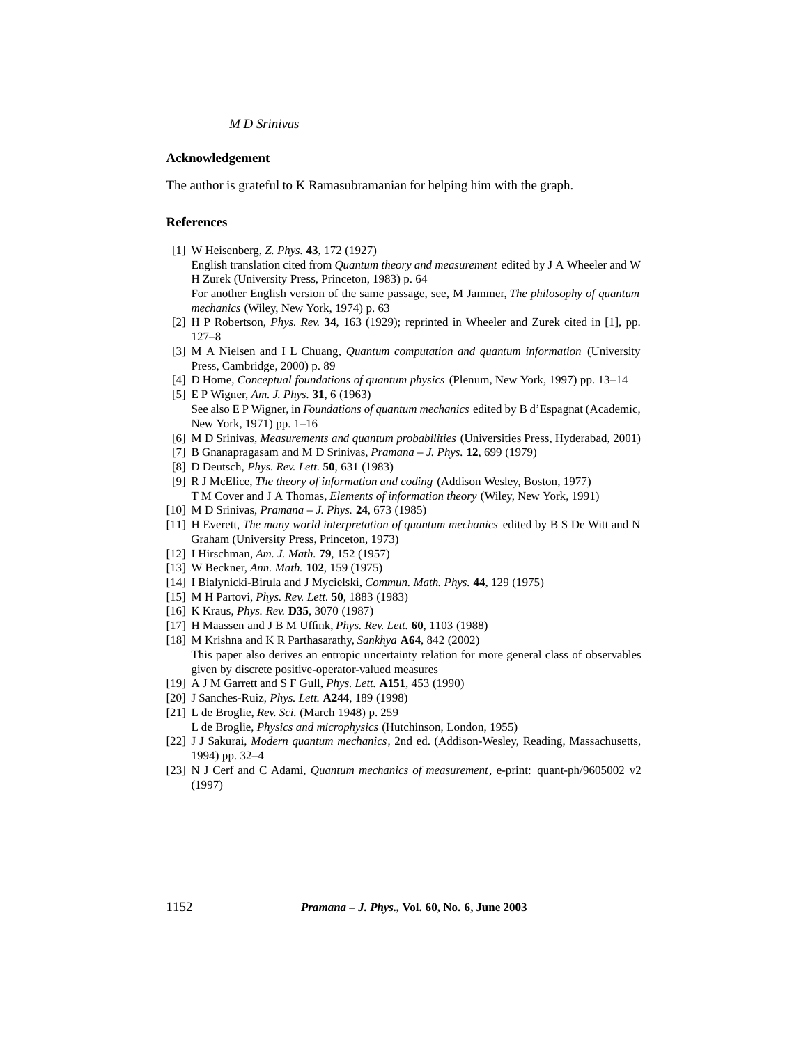## Acknowledgement

The author is grateful to K Ramasubramanian for helping him with the graph.

## References

[1] W Heisenberg, *Z. Phys.* **43**, 172 (1927)
English translation cited from *Quantum theory and measurement* edited by J A Wheeler and W H Zurek (University Press, Princeton, 1983) p. 64
For another English version of the same passage, see, M Jammer, *The philosophy of quantum mechanics* (Wiley, New York, 1974) p. 63

[2] H P Robertson, *Phys. Rev.* **34**, 163 (1929); reprinted in Wheeler and Zurek cited in [1], pp. 127–8

[3] M A Nielsen and I L Chuang, *Quantum computation and quantum information* (University Press, Cambridge, 2000) p. 89

[4] D Home, *Conceptual foundations of quantum physics* (Plenum, New York, 1997) pp. 13–14

[5] E P Wigner, *Am. J. Phys.* **31**, 6 (1963)
See also E P Wigner, in *Foundations of quantum mechanics* edited by B d'Espagnat (Academic, New York, 1971) pp. 1–16

[6] M D Srinivas, *Measurements and quantum probabilities* (Universities Press, Hyderabad, 2001)

[7] B Gnanapragasam and M D Srinivas, *Pramana – J. Phys.* **12**, 699 (1979)

[8] D Deutsch, *Phys. Rev. Lett.* **50**, 631 (1983)

[9] R J McElice, *The theory of information and coding* (Addison Wesley, Boston, 1977)
T M Cover and J A Thomas, *Elements of information theory* (Wiley, New York, 1991)

[10] M D Srinivas, *Pramana – J. Phys.* **24**, 673 (1985)

[11] H Everett, *The many world interpretation of quantum mechanics* edited by B S De Witt and N Graham (University Press, Princeton, 1973)

[12] I Hirschman, *Am. J. Math.* **79**, 152 (1957)

[13] W Beckner, *Ann. Math.* **102**, 159 (1975)

[14] I Bialynicki-Birula and J Mycielski, *Commun. Math. Phys.* **44**, 129 (1975)

[15] M H Partovi, *Phys. Rev. Lett.* **50**, 1883 (1983)

[16] K Kraus, *Phys. Rev.* **D35**, 3070 (1987)

[17] H Maassen and J B M Uffink, *Phys. Rev. Lett.* **60**, 1103 (1988)

[18] M Krishna and K R Parthasarathy, *Sankhya* **A64**, 842 (2002)
This paper also derives an entropic uncertainty relation for more general class of observables given by discrete positive-operator-valued measures

[19] A J M Garrett and S F Gull, *Phys. Lett.* **A151**, 453 (1990)

[20] J Sanches-Ruiz, *Phys. Lett.* **A244**, 189 (1998)

[21] L de Broglie, *Rev. Sci.* (March 1948) p. 259
L de Broglie, *Physics and microphysics* (Hutchinson, London, 1955)

[22] J J Sakurai, *Modern quantum mechanics*, 2nd ed. (Addison-Wesley, Reading, Massachusetts, 1994) pp. 32–4

[23] N J Cerf and C Adami, *Quantum mechanics of measurement*, e-print: quant-ph/9605002 v2 (1997)